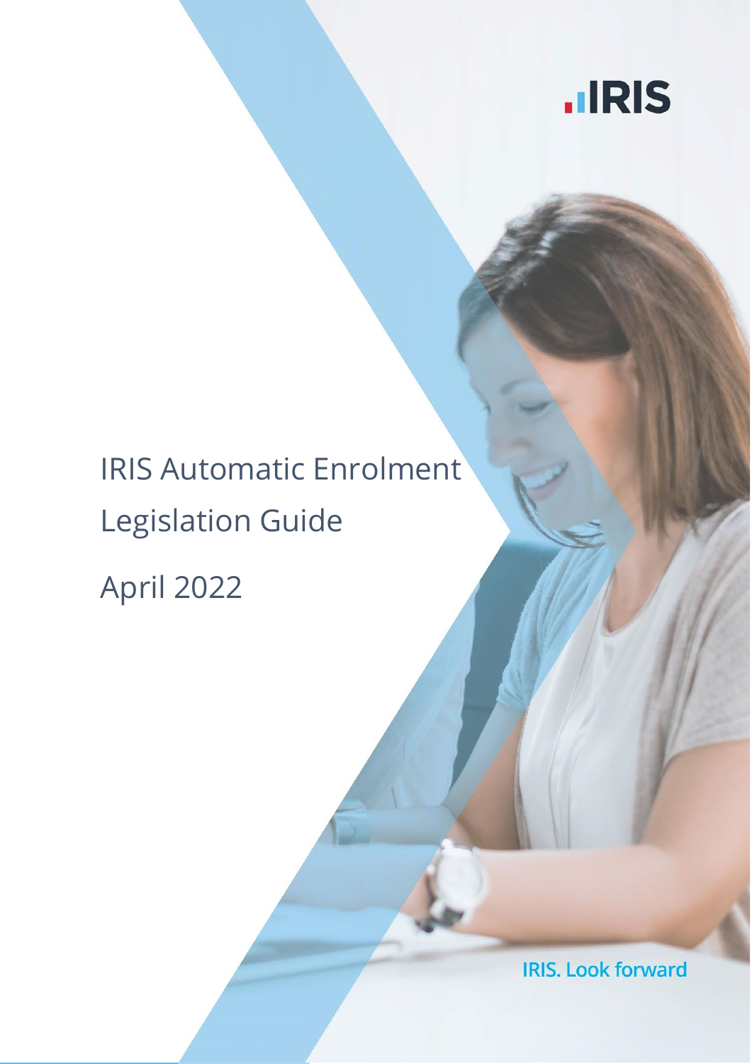IRIS

# IRIS Automatic Enrolment Legislation Guide

April 2022

IRIS. Look forward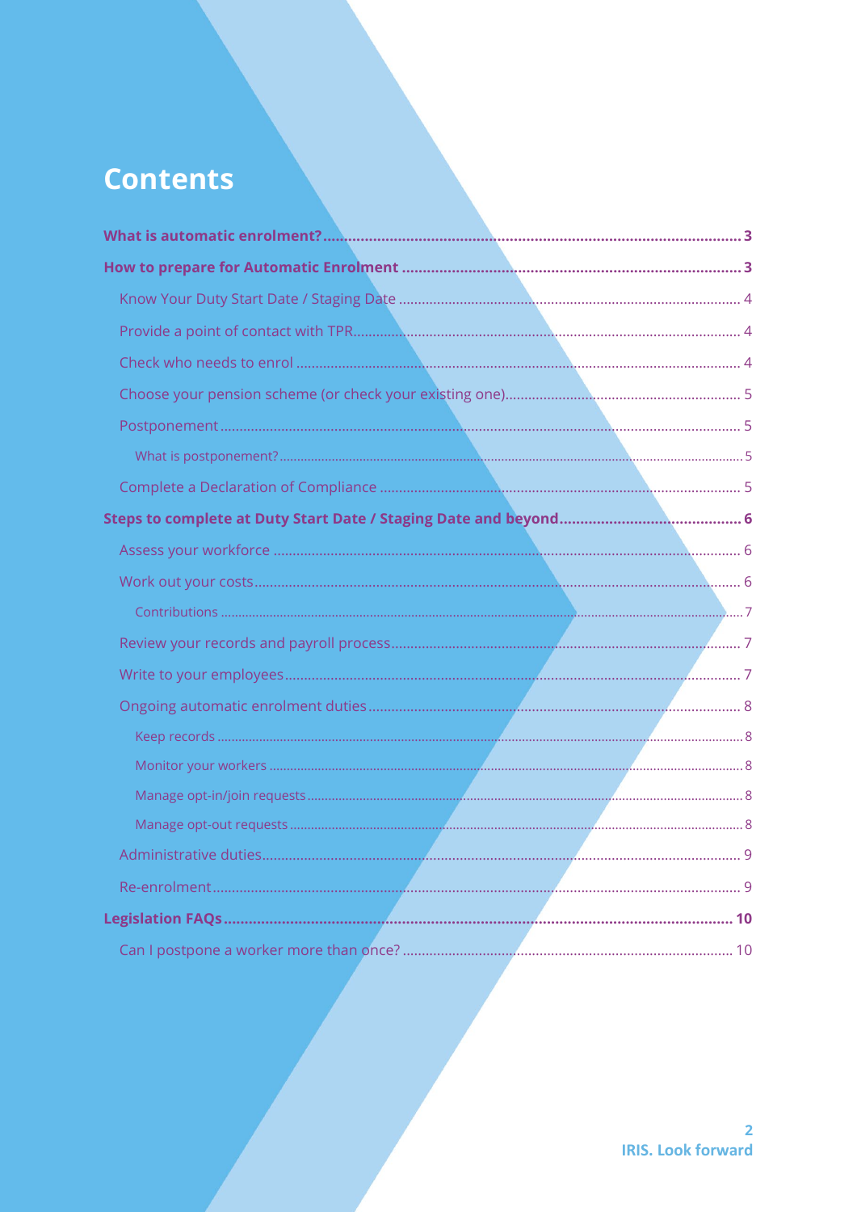# Contents

**What is automatic enrolment?** ........ **3**

**How to prepare for Automatic Enrolment** ........ **3**

- Know Your Duty Start Date / Staging Date ........ 4
- Provide a point of contact with TPR ........ 4
- Check who needs to enrol ........ 4
- Choose your pension scheme (or check your existing one) ........ 5
- Postponement ........ 5
  - What is postponement? ........ 5
- Complete a Declaration of Compliance ........ 5

**Steps to complete at Duty Start Date / Staging Date and beyond** ........ **6**

- Assess your workforce ........ 6
- Work out your costs ........ 6
  - Contributions ........ 7
- Review your records and payroll process ........ 7
- Write to your employees ........ 7
- Ongoing automatic enrolment duties ........ 8
  - Keep records ........ 8
  - Monitor your workers ........ 8
  - Manage opt-in/join requests ........ 8
  - Manage opt-out requests ........ 8
- Administrative duties ........ 9
- Re-enrolment ........ 9

**Legislation FAQs** ........ **10**

- Can I postpone a worker more than once? ........ 10

IRIS. Look forward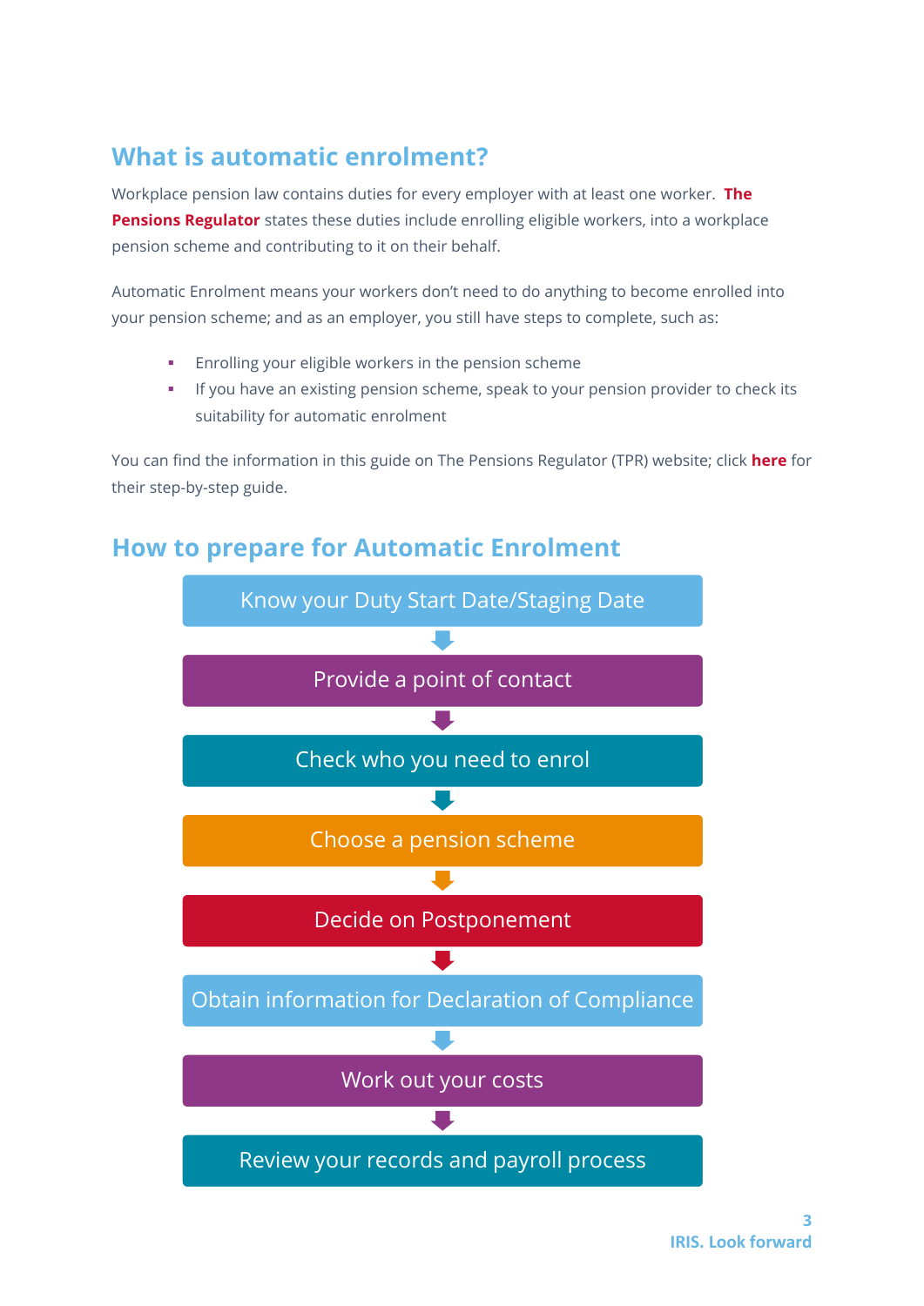## What is automatic enrolment?

Workplace pension law contains duties for every employer with at least one worker. **The Pensions Regulator** states these duties include enrolling eligible workers, into a workplace pension scheme and contributing to it on their behalf.

Automatic Enrolment means your workers don't need to do anything to become enrolled into your pension scheme; and as an employer, you still have steps to complete, such as:

- Enrolling your eligible workers in the pension scheme
- If you have an existing pension scheme, speak to your pension provider to check its suitability for automatic enrolment

You can find the information in this guide on The Pensions Regulator (TPR) website; click **here** for their step-by-step guide.

## How to prepare for Automatic Enrolment

1. Know your Duty Start Date/Staging Date
2. Provide a point of contact
3. Check who you need to enrol
4. Choose a pension scheme
5. Decide on Postponement
6. Obtain information for Declaration of Compliance
7. Work out your costs
8. Review your records and payroll process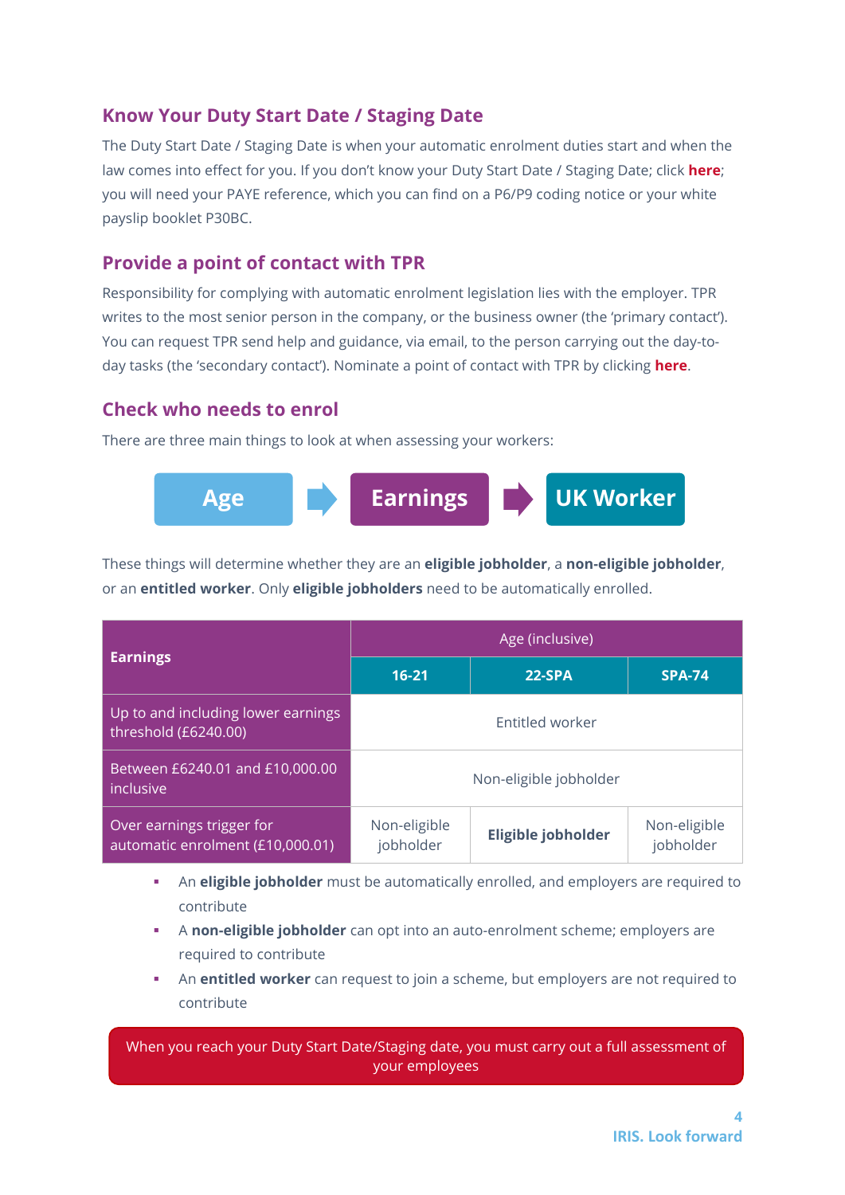## Know Your Duty Start Date / Staging Date

The Duty Start Date / Staging Date is when your automatic enrolment duties start and when the law comes into effect for you. If you don't know your Duty Start Date / Staging Date; click **here**; you will need your PAYE reference, which you can find on a P6/P9 coding notice or your white payslip booklet P30BC.

## Provide a point of contact with TPR

Responsibility for complying with automatic enrolment legislation lies with the employer. TPR writes to the most senior person in the company, or the business owner (the 'primary contact'). You can request TPR send help and guidance, via email, to the person carrying out the day-to-day tasks (the 'secondary contact'). Nominate a point of contact with TPR by clicking **here**.

## Check who needs to enrol

There are three main things to look at when assessing your workers:

**Age** → **Earnings** → **UK Worker**

These things will determine whether they are an **eligible jobholder**, a **non-eligible jobholder**, or an **entitled worker**. Only **eligible jobholders** need to be automatically enrolled.

| Earnings | Age (inclusive) | | |
|---|---|---|---|
| | **16-21** | **22-SPA** | **SPA-74** |
| Up to and including lower earnings threshold (£6240.00) | Entitled worker | | |
| Between £6240.01 and £10,000.00 inclusive | Non-eligible jobholder | | |
| Over earnings trigger for automatic enrolment (£10,000.01) | Non-eligible jobholder | **Eligible jobholder** | Non-eligible jobholder |

- An **eligible jobholder** must be automatically enrolled, and employers are required to contribute
- A **non-eligible jobholder** can opt into an auto-enrolment scheme; employers are required to contribute
- An **entitled worker** can request to join a scheme, but employers are not required to contribute

When you reach your Duty Start Date/Staging date, you must carry out a full assessment of your employees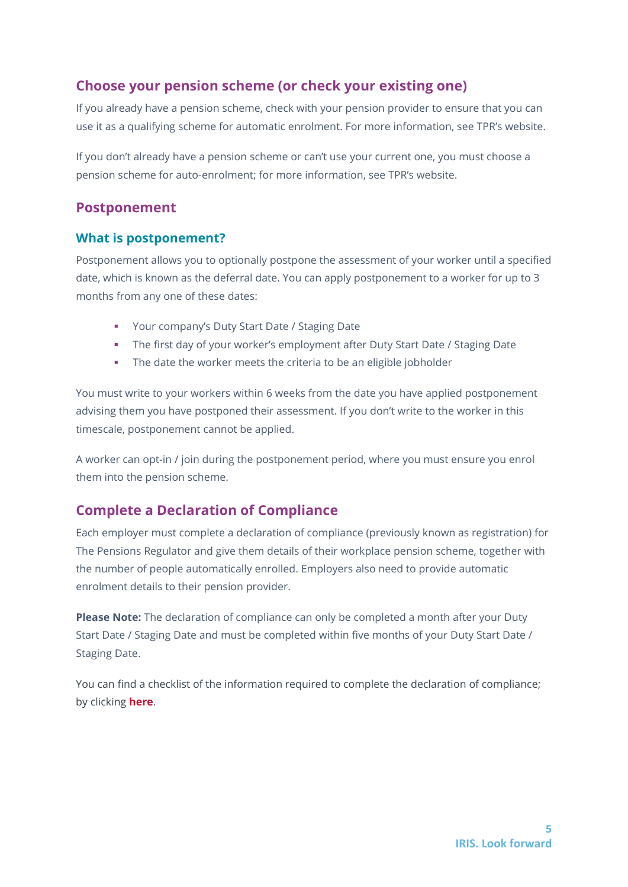## Choose your pension scheme (or check your existing one)

If you already have a pension scheme, check with your pension provider to ensure that you can use it as a qualifying scheme for automatic enrolment. For more information, see TPR's website.

If you don't already have a pension scheme or can't use your current one, you must choose a pension scheme for auto-enrolment; for more information, see TPR's website.

## Postponement

### What is postponement?

Postponement allows you to optionally postpone the assessment of your worker until a specified date, which is known as the deferral date. You can apply postponement to a worker for up to 3 months from any one of these dates:

- Your company's Duty Start Date / Staging Date
- The first day of your worker's employment after Duty Start Date / Staging Date
- The date the worker meets the criteria to be an eligible jobholder

You must write to your workers within 6 weeks from the date you have applied postponement advising them you have postponed their assessment. If you don't write to the worker in this timescale, postponement cannot be applied.

A worker can opt-in / join during the postponement period, where you must ensure you enrol them into the pension scheme.

## Complete a Declaration of Compliance

Each employer must complete a declaration of compliance (previously known as registration) for The Pensions Regulator and give them details of their workplace pension scheme, together with the number of people automatically enrolled. Employers also need to provide automatic enrolment details to their pension provider.

**Please Note:** The declaration of compliance can only be completed a month after your Duty Start Date / Staging Date and must be completed within five months of your Duty Start Date / Staging Date.

You can find a checklist of the information required to complete the declaration of compliance; by clicking **here**.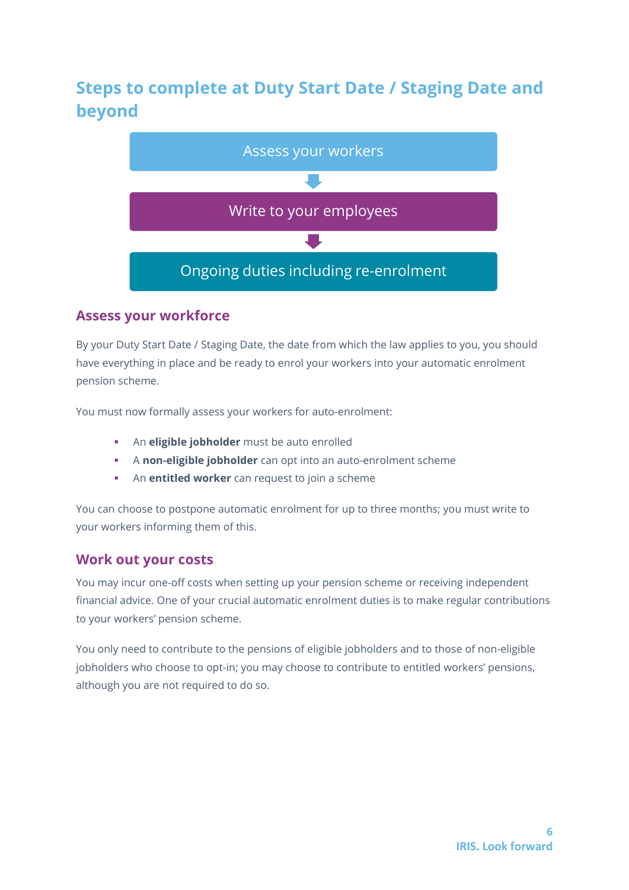# Steps to complete at Duty Start Date / Staging Date and beyond

Assess your workers

↓

Write to your employees

↓

Ongoing duties including re-enrolment

## Assess your workforce

By your Duty Start Date / Staging Date, the date from which the law applies to you, you should have everything in place and be ready to enrol your workers into your automatic enrolment pension scheme.

You must now formally assess your workers for auto-enrolment:

- An **eligible jobholder** must be auto enrolled
- A **non-eligible jobholder** can opt into an auto-enrolment scheme
- An **entitled worker** can request to join a scheme

You can choose to postpone automatic enrolment for up to three months; you must write to your workers informing them of this.

## Work out your costs

You may incur one-off costs when setting up your pension scheme or receiving independent financial advice. One of your crucial automatic enrolment duties is to make regular contributions to your workers' pension scheme.

You only need to contribute to the pensions of eligible jobholders and to those of non-eligible jobholders who choose to opt-in; you may choose to contribute to entitled workers' pensions, although you are not required to do so.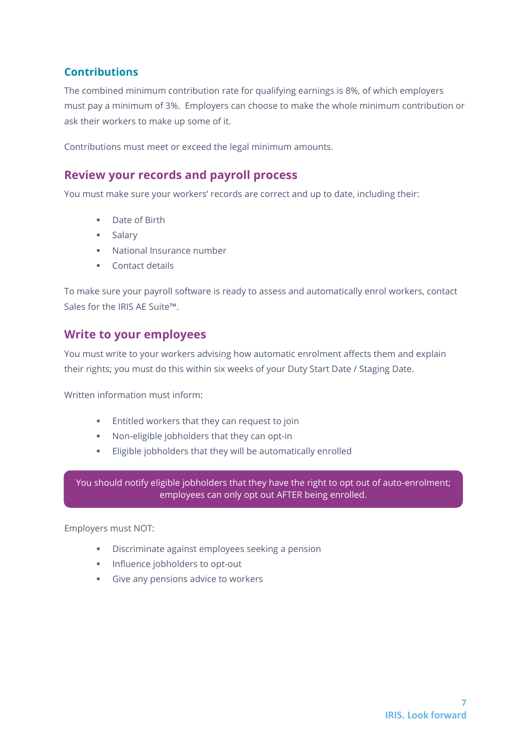## Contributions

The combined minimum contribution rate for qualifying earnings is 8%, of which employers must pay a minimum of 3%. Employers can choose to make the whole minimum contribution or ask their workers to make up some of it.

Contributions must meet or exceed the legal minimum amounts.

## Review your records and payroll process

You must make sure your workers' records are correct and up to date, including their:

- Date of Birth
- Salary
- National Insurance number
- Contact details

To make sure your payroll software is ready to assess and automatically enrol workers, contact Sales for the IRIS AE Suite™.

## Write to your employees

You must write to your workers advising how automatic enrolment affects them and explain their rights; you must do this within six weeks of your Duty Start Date / Staging Date.

Written information must inform:

- Entitled workers that they can request to join
- Non-eligible jobholders that they can opt-in
- Eligible jobholders that they will be automatically enrolled

> You should notify eligible jobholders that they have the right to opt out of auto-enrolment; employees can only opt out AFTER being enrolled.

Employers must NOT:

- Discriminate against employees seeking a pension
- Influence jobholders to opt-out
- Give any pensions advice to workers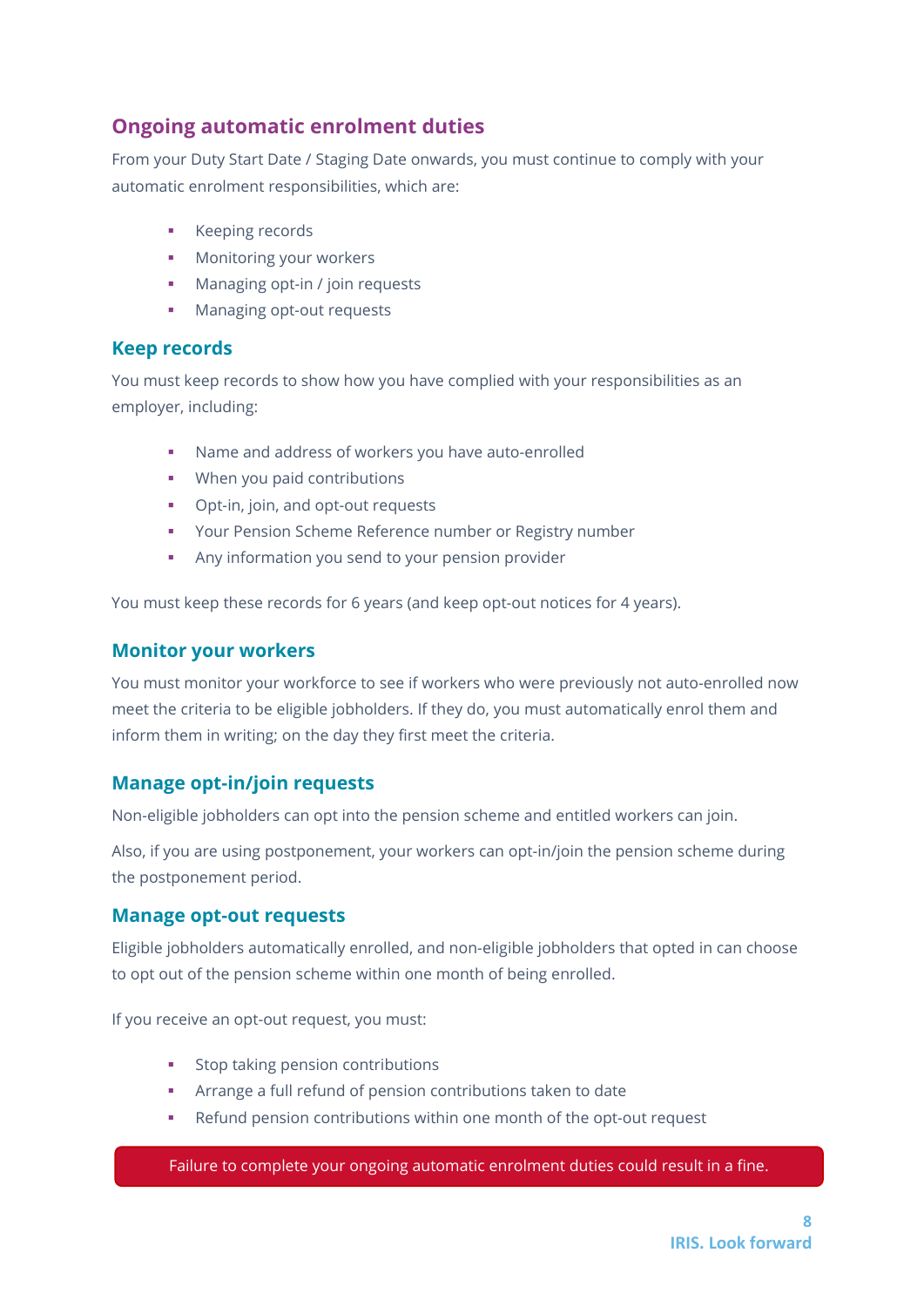## Ongoing automatic enrolment duties

From your Duty Start Date / Staging Date onwards, you must continue to comply with your automatic enrolment responsibilities, which are:

- Keeping records
- Monitoring your workers
- Managing opt-in / join requests
- Managing opt-out requests

### Keep records

You must keep records to show how you have complied with your responsibilities as an employer, including:

- Name and address of workers you have auto-enrolled
- When you paid contributions
- Opt-in, join, and opt-out requests
- Your Pension Scheme Reference number or Registry number
- Any information you send to your pension provider

You must keep these records for 6 years (and keep opt-out notices for 4 years).

### Monitor your workers

You must monitor your workforce to see if workers who were previously not auto-enrolled now meet the criteria to be eligible jobholders. If they do, you must automatically enrol them and inform them in writing; on the day they first meet the criteria.

### Manage opt-in/join requests

Non-eligible jobholders can opt into the pension scheme and entitled workers can join.

Also, if you are using postponement, your workers can opt-in/join the pension scheme during the postponement period.

### Manage opt-out requests

Eligible jobholders automatically enrolled, and non-eligible jobholders that opted in can choose to opt out of the pension scheme within one month of being enrolled.

If you receive an opt-out request, you must:

- Stop taking pension contributions
- Arrange a full refund of pension contributions taken to date
- Refund pension contributions within one month of the opt-out request

Failure to complete your ongoing automatic enrolment duties could result in a fine.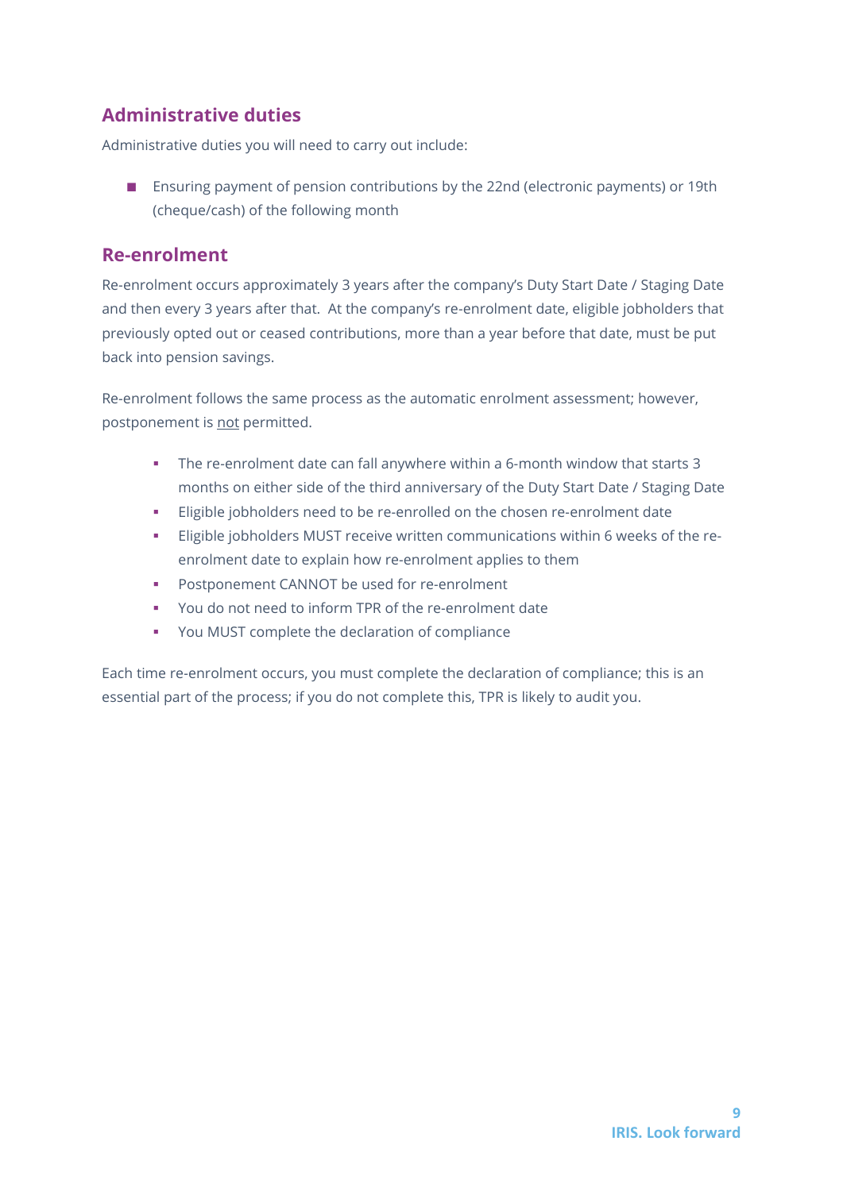## Administrative duties

Administrative duties you will need to carry out include:

- Ensuring payment of pension contributions by the 22nd (electronic payments) or 19th (cheque/cash) of the following month

## Re-enrolment

Re-enrolment occurs approximately 3 years after the company's Duty Start Date / Staging Date and then every 3 years after that. At the company's re-enrolment date, eligible jobholders that previously opted out or ceased contributions, more than a year before that date, must be put back into pension savings.

Re-enrolment follows the same process as the automatic enrolment assessment; however, postponement is <u>not</u> permitted.

- The re-enrolment date can fall anywhere within a 6-month window that starts 3 months on either side of the third anniversary of the Duty Start Date / Staging Date
- Eligible jobholders need to be re-enrolled on the chosen re-enrolment date
- Eligible jobholders MUST receive written communications within 6 weeks of the re-enrolment date to explain how re-enrolment applies to them
- Postponement CANNOT be used for re-enrolment
- You do not need to inform TPR of the re-enrolment date
- You MUST complete the declaration of compliance

Each time re-enrolment occurs, you must complete the declaration of compliance; this is an essential part of the process; if you do not complete this, TPR is likely to audit you.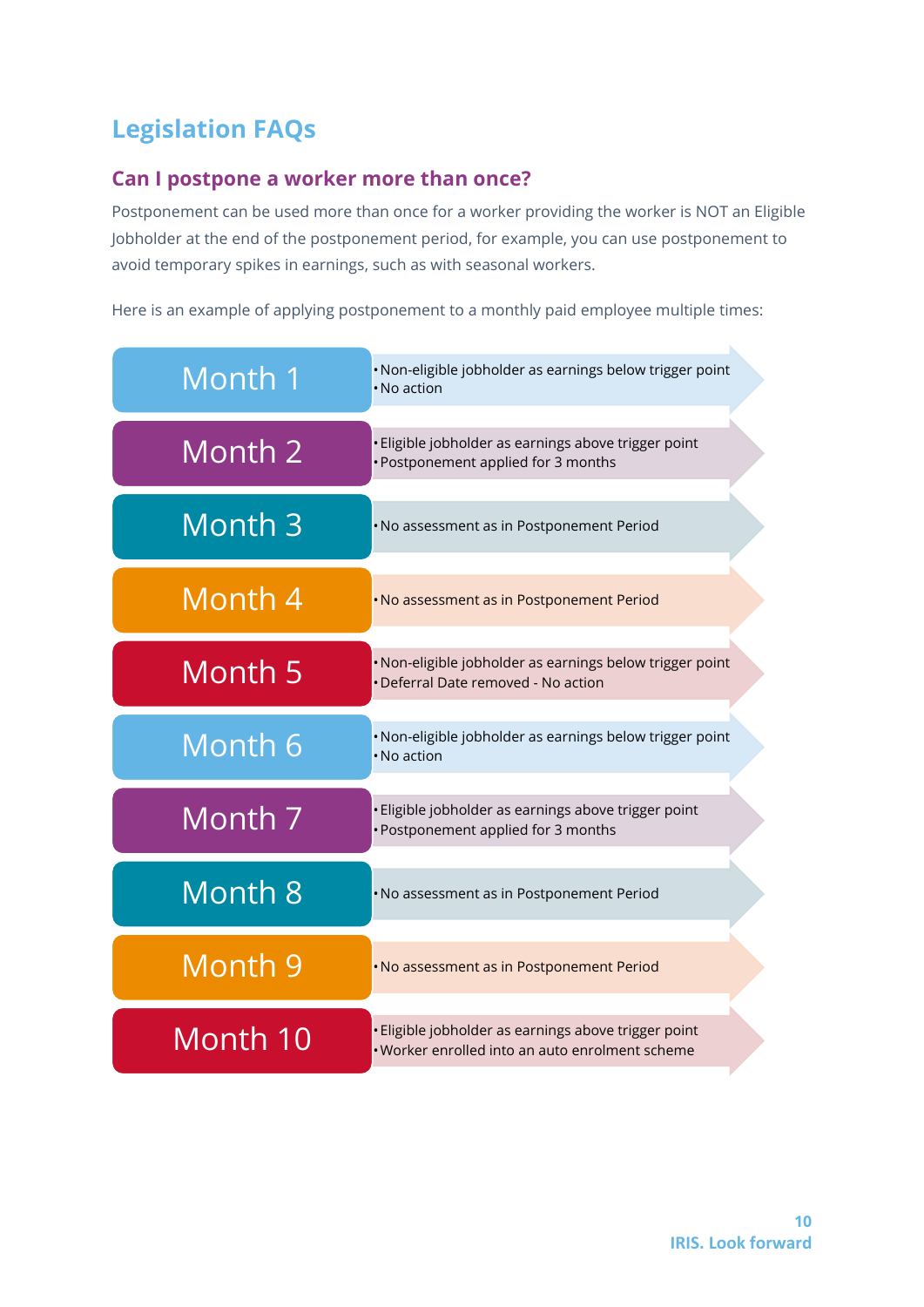## Legislation FAQs

### Can I postpone a worker more than once?

Postponement can be used more than once for a worker providing the worker is NOT an Eligible Jobholder at the end of the postponement period, for example, you can use postponement to avoid temporary spikes in earnings, such as with seasonal workers.

Here is an example of applying postponement to a monthly paid employee multiple times:

| Month | Details |
|---|---|
| Month 1 | • Non-eligible jobholder as earnings below trigger point<br>• No action |
| Month 2 | • Eligible jobholder as earnings above trigger point<br>• Postponement applied for 3 months |
| Month 3 | • No assessment as in Postponement Period |
| Month 4 | • No assessment as in Postponement Period |
| Month 5 | • Non-eligible jobholder as earnings below trigger point<br>• Deferral Date removed - No action |
| Month 6 | • Non-eligible jobholder as earnings below trigger point<br>• No action |
| Month 7 | • Eligible jobholder as earnings above trigger point<br>• Postponement applied for 3 months |
| Month 8 | • No assessment as in Postponement Period |
| Month 9 | • No assessment as in Postponement Period |
| Month 10 | • Eligible jobholder as earnings above trigger point<br>• Worker enrolled into an auto enrolment scheme |

IRIS. Look forward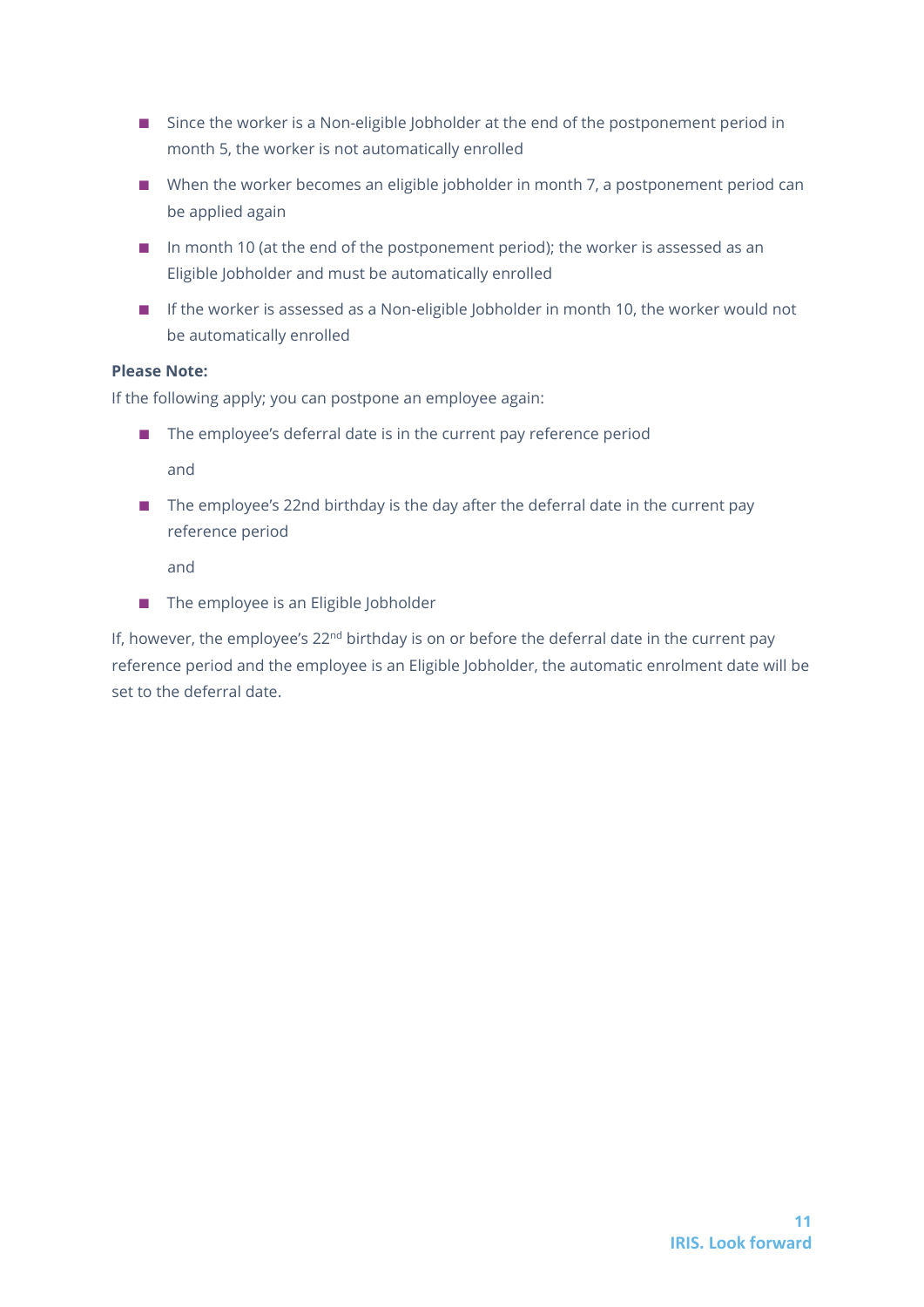- Since the worker is a Non-eligible Jobholder at the end of the postponement period in month 5, the worker is not automatically enrolled
- When the worker becomes an eligible jobholder in month 7, a postponement period can be applied again
- In month 10 (at the end of the postponement period); the worker is assessed as an Eligible Jobholder and must be automatically enrolled
- If the worker is assessed as a Non-eligible Jobholder in month 10, the worker would not be automatically enrolled

**Please Note:**

If the following apply; you can postpone an employee again:

- The employee's deferral date is in the current pay reference period

  and

- The employee's 22nd birthday is the day after the deferral date in the current pay reference period

  and

- The employee is an Eligible Jobholder

If, however, the employee's 22nd birthday is on or before the deferral date in the current pay reference period and the employee is an Eligible Jobholder, the automatic enrolment date will be set to the deferral date.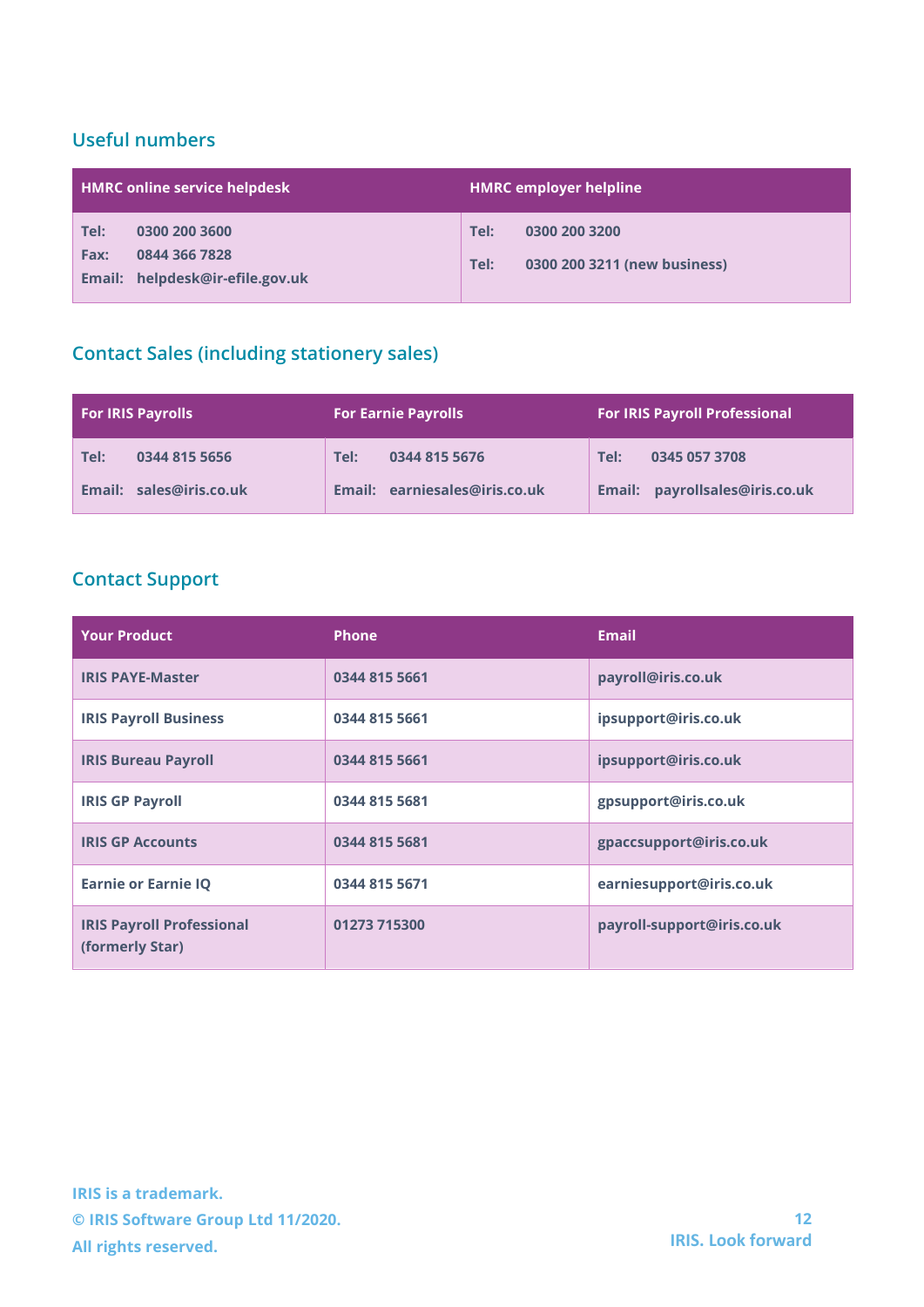## Useful numbers

| HMRC online service helpdesk | HMRC employer helpline |
|---|---|
| **Tel:** 0300 200 3600<br>**Fax:** 0844 366 7828<br>**Email:** helpdesk@ir-efile.gov.uk | **Tel:** 0300 200 3200<br>**Tel:** 0300 200 3211 (new business) |

## Contact Sales (including stationery sales)

| For IRIS Payrolls | For Earnie Payrolls | For IRIS Payroll Professional |
|---|---|---|
| **Tel:** 0344 815 5656<br>**Email:** sales@iris.co.uk | **Tel:** 0344 815 5676<br>**Email:** earniesales@iris.co.uk | **Tel:** 0345 057 3708<br>**Email:** payrollsales@iris.co.uk |

## Contact Support

| Your Product | Phone | Email |
|---|---|---|
| IRIS PAYE-Master | 0344 815 5661 | payroll@iris.co.uk |
| IRIS Payroll Business | 0344 815 5661 | ipsupport@iris.co.uk |
| IRIS Bureau Payroll | 0344 815 5661 | ipsupport@iris.co.uk |
| IRIS GP Payroll | 0344 815 5681 | gpsupport@iris.co.uk |
| IRIS GP Accounts | 0344 815 5681 | gpaccsupport@iris.co.uk |
| Earnie or Earnie IQ | 0344 815 5671 | earniesupport@iris.co.uk |
| IRIS Payroll Professional (formerly Star) | 01273 715300 | payroll-support@iris.co.uk |

IRIS is a trademark.
© IRIS Software Group Ltd 11/2020.
All rights reserved.

IRIS. Look forward